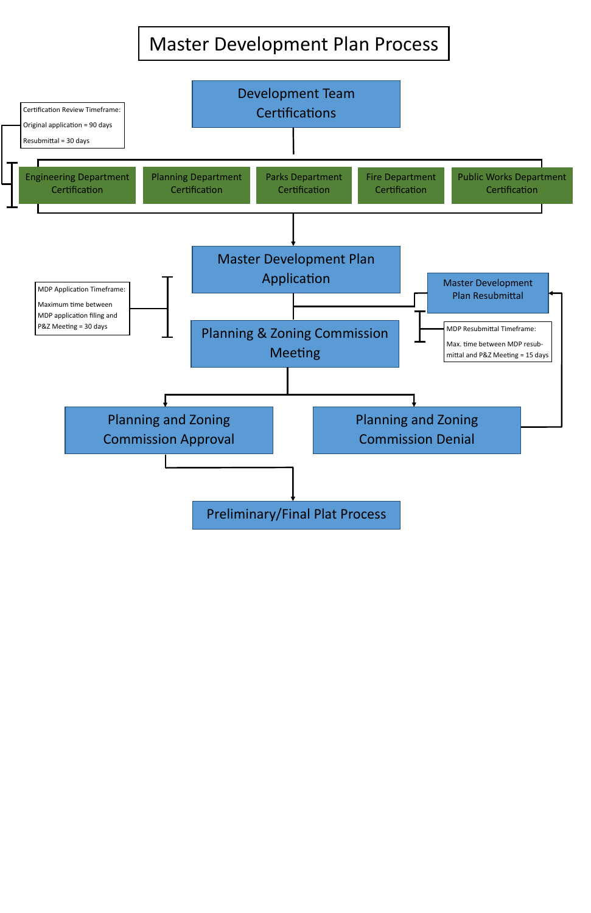# Master Development Plan Process

Development Team Certifications

Certification Review Timeframe:

Original application = 90 days

Resubmittal = 30 days

Engineering Department Certification

Planning Department Certification

Parks Department Certification

Fire Department Certification

Public Works Department Certification

Master Development Plan Application

MDP Application Timeframe:

Maximum time between MDP application filing and P&Z Meeting = 30 days

Master Development Plan Resubmittal

MDP Resubmittal Timeframe:

Max. time between MDP resubmittal and P&Z Meeting = 15 days

Planning & Zoning Commission Meeting

Planning and Zoning Commission Approval

Planning and Zoning Commission Denial

Preliminary/Final Plat Process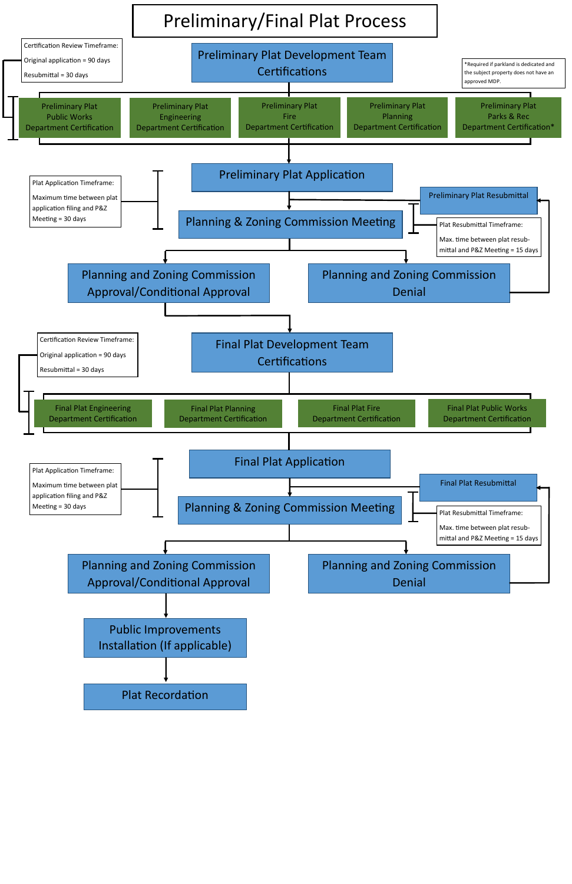# Preliminary/Final Plat Process

Certification Review Timeframe:

Original application = 90 days

Resubmittal = 30 days

## Preliminary Plat Development Team Certifications

*Required if parkland is dedicated and the subject property does not have an approved MDP.

- Preliminary Plat Public Works Department Certification
- Preliminary Plat Engineering Department Certification
- Preliminary Plat Fire Department Certification
- Preliminary Plat Planning Department Certification
- Preliminary Plat Parks & Rec Department Certification*

## Preliminary Plat Application

Plat Application Timeframe:

Maximum time between plat application filing and P&Z Meeting = 30 days

Preliminary Plat Resubmittal

Plat Resubmittal Timeframe:

Max. time between plat resubmittal and P&Z Meeting = 15 days

## Planning & Zoning Commission Meeting

- Planning and Zoning Commission Approval/Conditional Approval
- Planning and Zoning Commission Denial

Certification Review Timeframe:

Original application = 90 days

Resubmittal = 30 days

## Final Plat Development Team Certifications

- Final Plat Engineering Department Certification
- Final Plat Planning Department Certification
- Final Plat Fire Department Certification
- Final Plat Public Works Department Certification

## Final Plat Application

Plat Application Timeframe:

Maximum time between plat application filing and P&Z Meeting = 30 days

Final Plat Resubmittal

Plat Resubmittal Timeframe:

Max. time between plat resubmittal and P&Z Meeting = 15 days

## Planning & Zoning Commission Meeting

- Planning and Zoning Commission Approval/Conditional Approval
- Planning and Zoning Commission Denial

## Public Improvements Installation (If applicable)

## Plat Recordation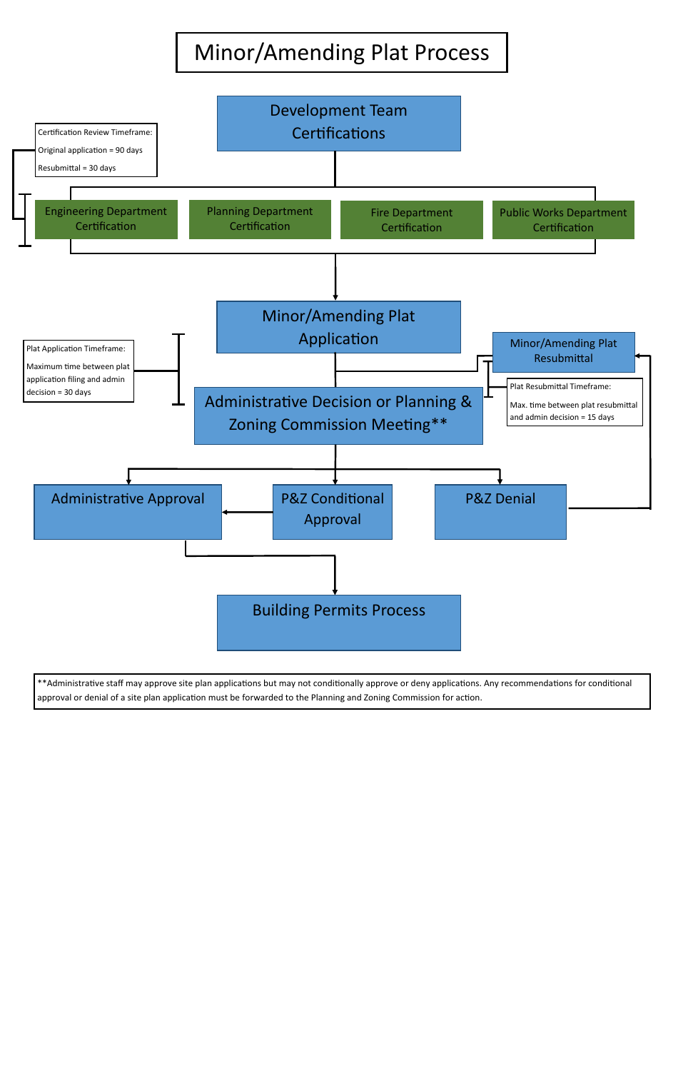# Minor/Amending Plat Process

**Development Team Certifications**

Certification Review Timeframe:

Original application = 90 days

Resubmittal = 30 days

- Engineering Department Certification
- Planning Department Certification
- Fire Department Certification
- Public Works Department Certification

**Minor/Amending Plat Application**

Plat Application Timeframe:

Maximum time between plat application filing and admin decision = 30 days

**Minor/Amending Plat Resubmittal**

Plat Resubmittal Timeframe:

Max. time between plat resubmittal and admin decision = 15 days

**Administrative Decision or Planning & Zoning Commission Meeting****

- Administrative Approval
- P&Z Conditional Approval
- P&Z Denial

**Building Permits Process**

**Administrative staff may approve site plan applications but may not conditionally approve or deny applications. Any recommendations for conditional approval or denial of a site plan application must be forwarded to the Planning and Zoning Commission for action.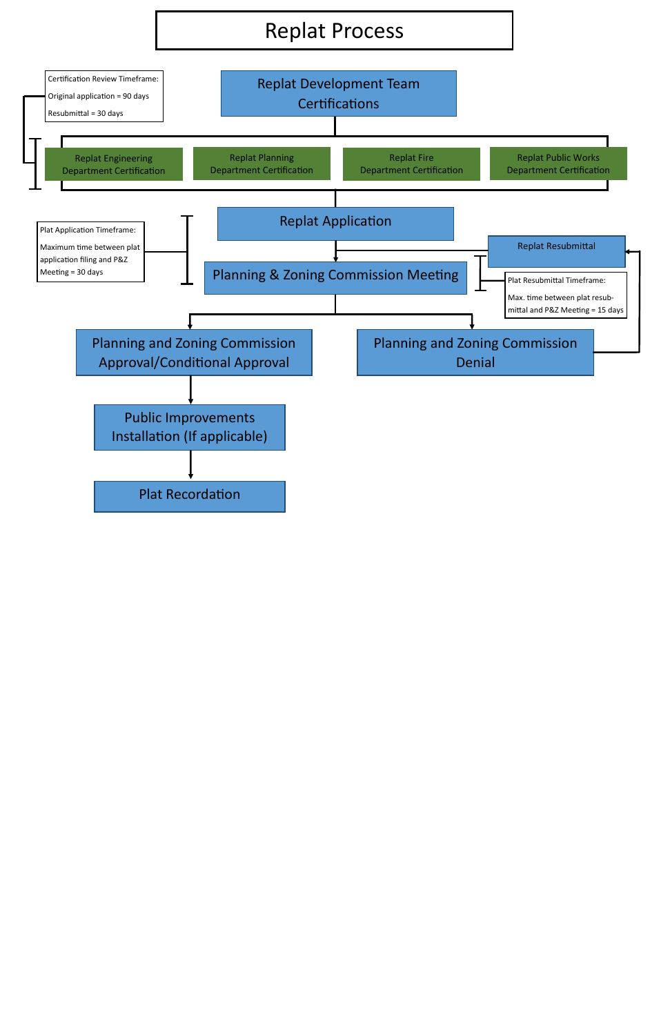# Replat Process

Certification Review Timeframe:

Original application = 90 days

Resubmittal = 30 days

Replat Development Team Certifications

- Replat Engineering Department Certification
- Replat Planning Department Certification
- Replat Fire Department Certification
- Replat Public Works Department Certification

Plat Application Timeframe:

Maximum time between plat application filing and P&Z Meeting = 30 days

Replat Application

Replat Resubmittal

Planning & Zoning Commission Meeting

Plat Resubmittal Timeframe:

Max. time between plat resubmittal and P&Z Meeting = 15 days

Planning and Zoning Commission Approval/Conditional Approval

Planning and Zoning Commission Denial

Public Improvements Installation (If applicable)

Plat Recordation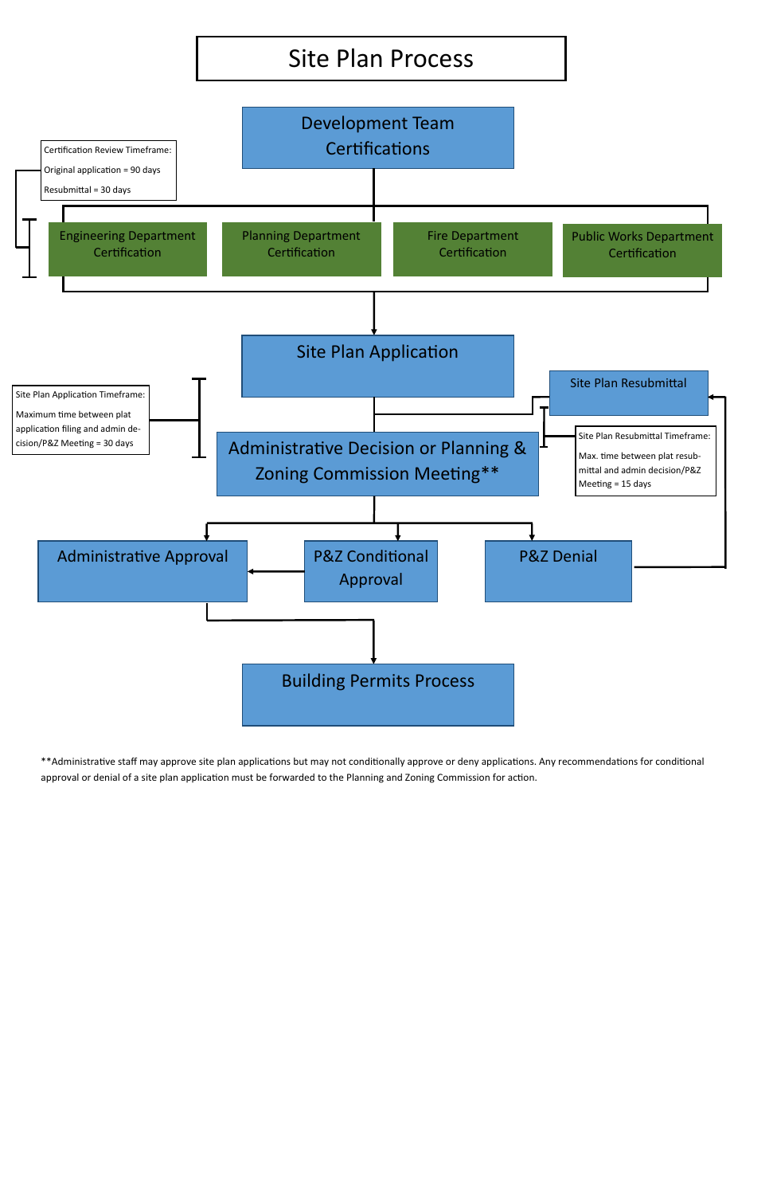# Site Plan Process

**Development Team Certifications**

Certification Review Timeframe:

Original application = 90 days

Resubmittal = 30 days

- Engineering Department Certification
- Planning Department Certification
- Fire Department Certification
- Public Works Department Certification

**Site Plan Application**

Site Plan Application Timeframe:

Maximum time between plat application filing and admin decision/P&Z Meeting = 30 days

**Site Plan Resubmittal**

Site Plan Resubmittal Timeframe:

Max. time between plat resubmittal and admin decision/P&Z Meeting = 15 days

**Administrative Decision or Planning & Zoning Commission Meeting****

- Administrative Approval
- P&Z Conditional Approval
- P&Z Denial

**Building Permits Process**

**Administrative staff may approve site plan applications but may not conditionally approve or deny applications. Any recommendations for conditional approval or denial of a site plan application must be forwarded to the Planning and Zoning Commission for action.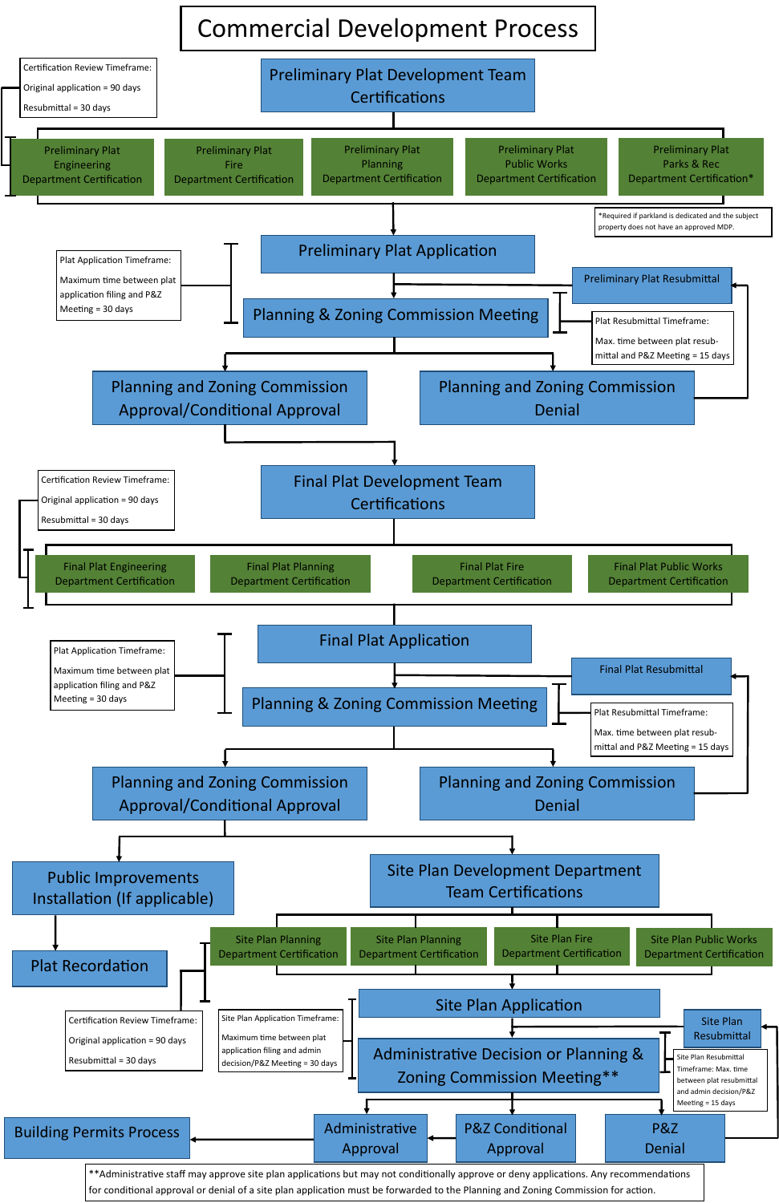# Commercial Development Process

Preliminary Plat Development Team Certifications

Certification Review Timeframe:
Original application = 90 days
Resubmittal = 30 days

- Preliminary Plat Engineering Department Certification
- Preliminary Plat Fire Department Certification
- Preliminary Plat Planning Department Certification
- Preliminary Plat Public Works Department Certification
- Preliminary Plat Parks & Rec Department Certification*

*Required if parkland is dedicated and the subject property does not have an approved MDP.

Preliminary Plat Application

Plat Application Timeframe:
Maximum time between plat application filing and P&Z Meeting = 30 days

Planning & Zoning Commission Meeting

Preliminary Plat Resubmittal

Plat Resubmittal Timeframe:
Max. time between plat resubmittal and P&Z Meeting = 15 days

Planning and Zoning Commission Approval/Conditional Approval

Planning and Zoning Commission Denial

Final Plat Development Team Certifications

Certification Review Timeframe:
Original application = 90 days
Resubmittal = 30 days

- Final Plat Engineering Department Certification
- Final Plat Planning Department Certification
- Final Plat Fire Department Certification
- Final Plat Public Works Department Certification

Final Plat Application

Plat Application Timeframe:
Maximum time between plat application filing and P&Z Meeting = 30 days

Planning & Zoning Commission Meeting

Final Plat Resubmittal

Plat Resubmittal Timeframe:
Max. time between plat resubmittal and P&Z Meeting = 15 days

Planning and Zoning Commission Approval/Conditional Approval

Planning and Zoning Commission Denial

Public Improvements Installation (If applicable)

Plat Recordation

Site Plan Development Department Team Certifications

- Site Plan Planning Department Certification
- Site Plan Planning Department Certification
- Site Plan Fire Department Certification
- Site Plan Public Works Department Certification

Certification Review Timeframe:
Original application = 90 days
Resubmittal = 30 days

Site Plan Application

Site Plan Application Timeframe:
Maximum time between plat application filing and admin decision/P&Z Meeting = 30 days

Administrative Decision or Planning & Zoning Commission Meeting**

Site Plan Resubmittal

Site Plan Resubmittal Timeframe: Max. time between plat resubmittal and admin decision/P&Z Meeting = 15 days

Building Permits Process

Administrative Approval

P&Z Conditional Approval

P&Z Denial

**Administrative staff may approve site plan applications but may not conditionally approve or deny applications. Any recommendations for conditional approval or denial of a site plan application must be forwarded to the Planning and Zoning Commission for action.